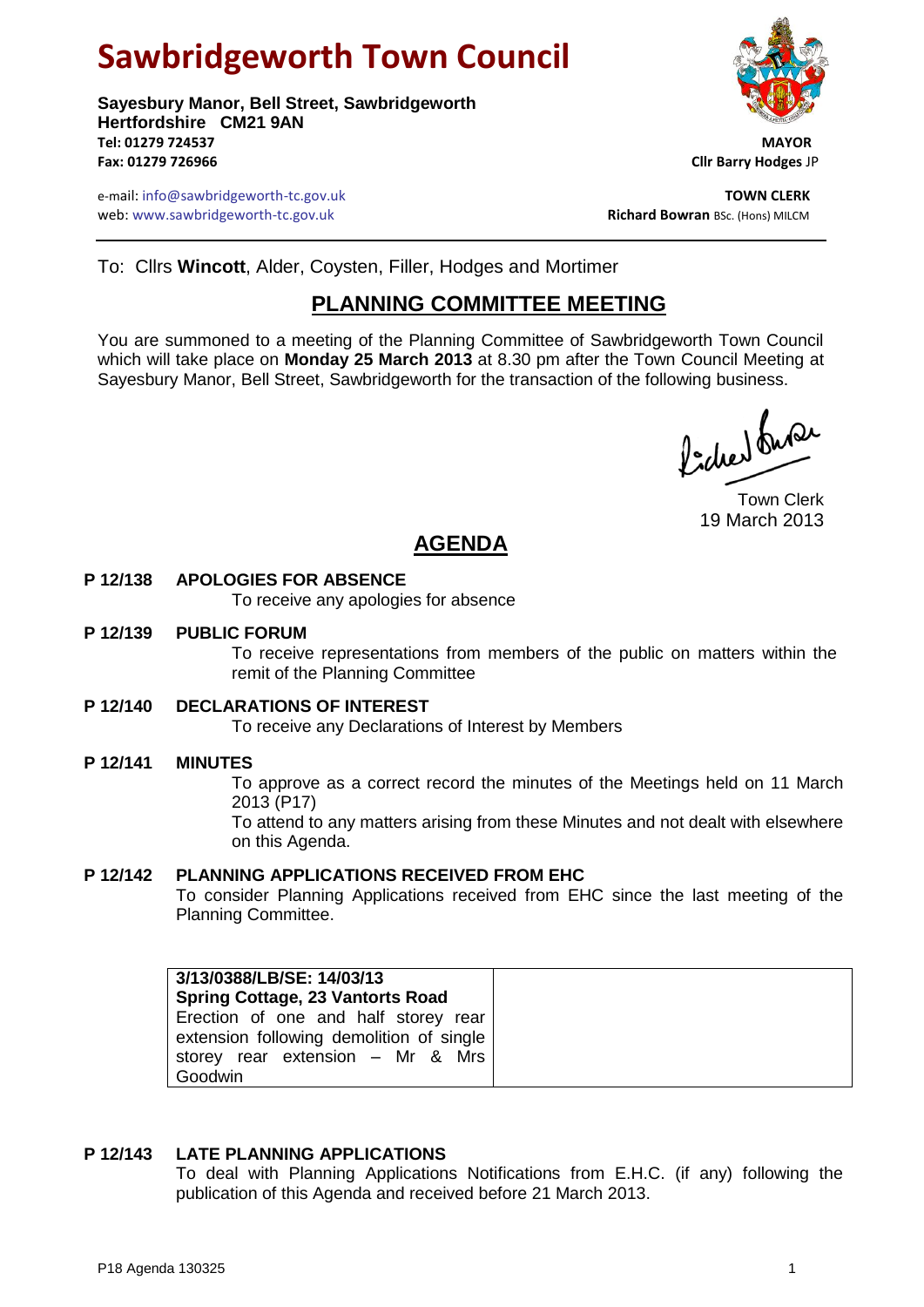# Sawbridgeworth Town Council

**Sayesbury Manor, Bell Street, Sawbridgeworth**
**Hertfordshire CM21 9AN**
**Tel: 01279 724537**
**Fax: 01279 726966**

**MAYOR**
**Cllr Barry Hodges** JP

e-mail: info@sawbridgeworth-tc.gov.uk
web: www.sawbridgeworth-tc.gov.uk

**TOWN CLERK**
**Richard Bowran** BSc. (Hons) MILCM

To: Cllrs **Wincott**, Alder, Coysten, Filler, Hodges and Mortimer

## PLANNING COMMITTEE MEETING

You are summoned to a meeting of the Planning Committee of Sawbridgeworth Town Council which will take place on **Monday 25 March 2013** at 8.30 pm after the Town Council Meeting at Sayesbury Manor, Bell Street, Sawbridgeworth for the transaction of the following business.

Town Clerk
19 March 2013

## AGENDA

**P 12/138 APOLOGIES FOR ABSENCE**

To receive any apologies for absence

**P 12/139 PUBLIC FORUM**

To receive representations from members of the public on matters within the remit of the Planning Committee

**P 12/140 DECLARATIONS OF INTEREST**

To receive any Declarations of Interest by Members

**P 12/141 MINUTES**

To approve as a correct record the minutes of the Meetings held on 11 March 2013 (P17)

To attend to any matters arising from these Minutes and not dealt with elsewhere on this Agenda.

**P 12/142 PLANNING APPLICATIONS RECEIVED FROM EHC**

To consider Planning Applications received from EHC since the last meeting of the Planning Committee.

| | |
|---|---|
| **3/13/0388/LB/SE: 14/03/13**<br>**Spring Cottage, 23 Vantorts Road**<br>Erection of one and half storey rear extension following demolition of single storey rear extension – Mr & Mrs Goodwin | |

**P 12/143 LATE PLANNING APPLICATIONS**

To deal with Planning Applications Notifications from E.H.C. (if any) following the publication of this Agenda and received before 21 March 2013.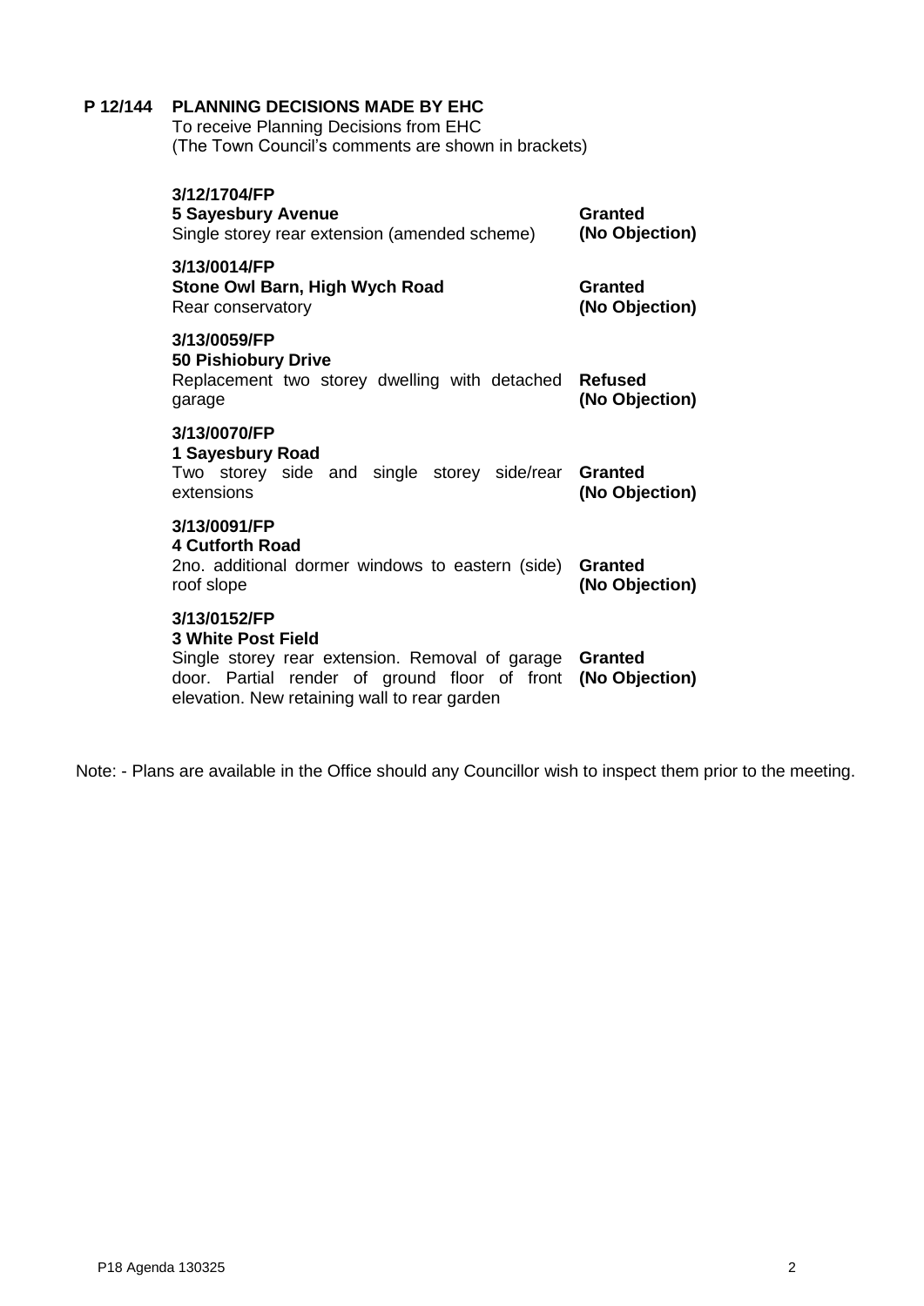**P 12/144 PLANNING DECISIONS MADE BY EHC**

To receive Planning Decisions from EHC
(The Town Council's comments are shown in brackets)

| | |
|---|---|
| **3/12/1704/FP**<br>**5 Sayesbury Avenue**<br>Single storey rear extension (amended scheme) | **Granted**<br>**(No Objection)** |
| **3/13/0014/FP**<br>**Stone Owl Barn, High Wych Road**<br>Rear conservatory | **Granted**<br>**(No Objection)** |
| **3/13/0059/FP**<br>**50 Pishiobury Drive**<br>Replacement two storey dwelling with detached garage | **Refused**<br>**(No Objection)** |
| **3/13/0070/FP**<br>**1 Sayesbury Road**<br>Two storey side and single storey side/rear extensions | **Granted**<br>**(No Objection)** |
| **3/13/0091/FP**<br>**4 Cutforth Road**<br>2no. additional dormer windows to eastern (side) roof slope | **Granted**<br>**(No Objection)** |
| **3/13/0152/FP**<br>**3 White Post Field**<br>Single storey rear extension. Removal of garage door. Partial render of ground floor of front elevation. New retaining wall to rear garden | **Granted**<br>**(No Objection)** |

Note: - Plans are available in the Office should any Councillor wish to inspect them prior to the meeting.